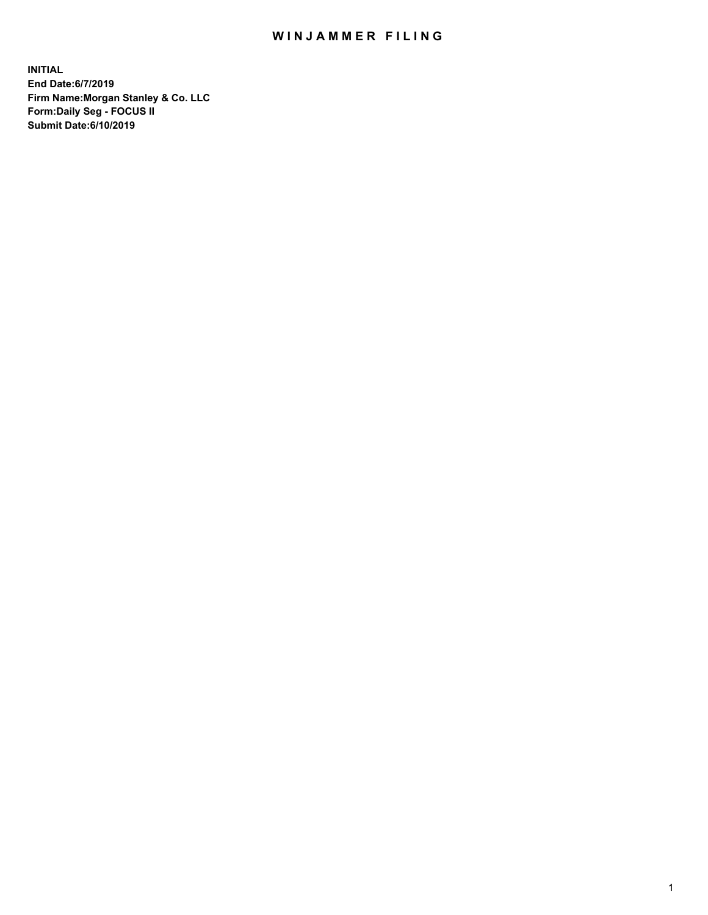# WINJAMMER FILING

**INITIAL**
**End Date:6/7/2019**
**Firm Name:Morgan Stanley & Co. LLC**
**Form:Daily Seg - FOCUS II**
**Submit Date:6/10/2019**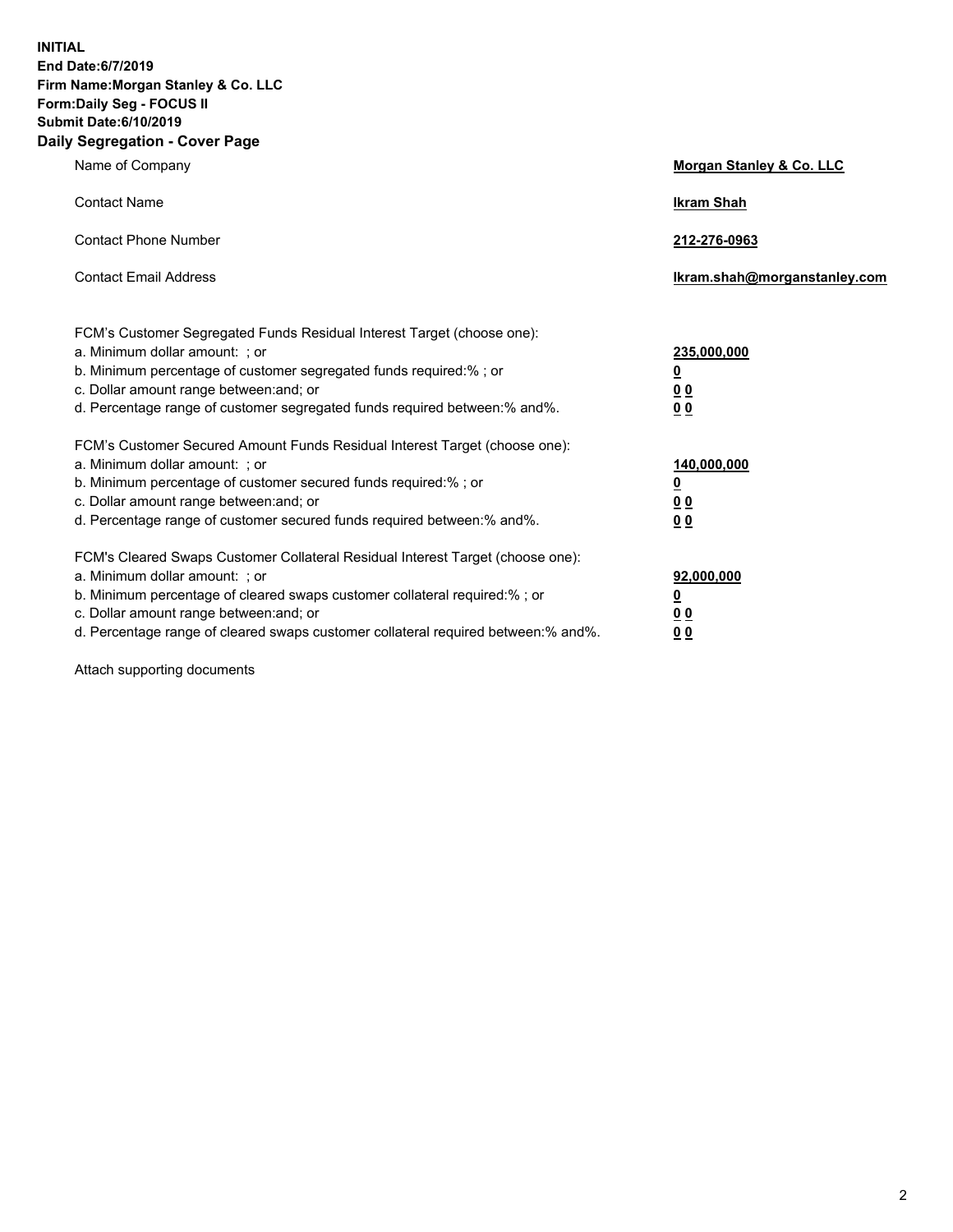**INITIAL**
**End Date:6/7/2019**
**Firm Name:Morgan Stanley & Co. LLC**
**Form:Daily Seg - FOCUS II**
**Submit Date:6/10/2019**
**Daily Segregation - Cover Page**

| | |
|---|---|
| Name of Company | **Morgan Stanley & Co. LLC** |
| Contact Name | **Ikram Shah** |
| Contact Phone Number | **212-276-0963** |
| Contact Email Address | **Ikram.shah@morganstanley.com** |

| | |
|---|---|
| FCM's Customer Segregated Funds Residual Interest Target (choose one): | |
| a. Minimum dollar amount: ; or | **235,000,000** |
| b. Minimum percentage of customer segregated funds required:% ; or | **0** |
| c. Dollar amount range between:and; or | **0 0** |
| d. Percentage range of customer segregated funds required between:% and%. | **0 0** |
| FCM's Customer Secured Amount Funds Residual Interest Target (choose one): | |
| a. Minimum dollar amount: ; or | **140,000,000** |
| b. Minimum percentage of customer secured funds required:% ; or | **0** |
| c. Dollar amount range between:and; or | **0 0** |
| d. Percentage range of customer secured funds required between:% and%. | **0 0** |
| FCM's Cleared Swaps Customer Collateral Residual Interest Target (choose one): | |
| a. Minimum dollar amount: ; or | **92,000,000** |
| b. Minimum percentage of cleared swaps customer collateral required:% ; or | **0** |
| c. Dollar amount range between:and; or | **0 0** |
| d. Percentage range of cleared swaps customer collateral required between:% and%. | **0 0** |

Attach supporting documents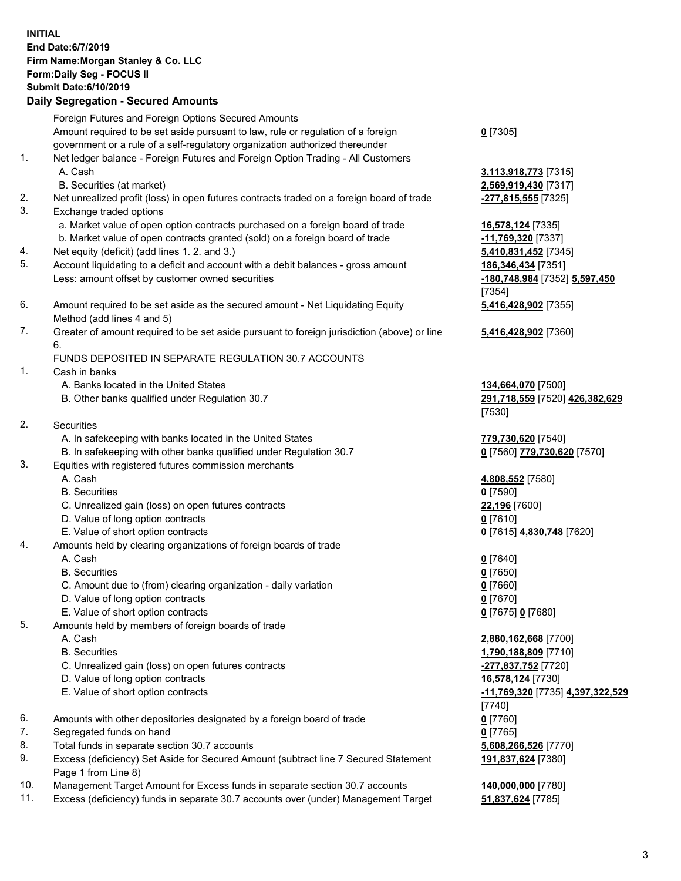**INITIAL**
**End Date:6/7/2019**
**Firm Name:Morgan Stanley & Co. LLC**
**Form:Daily Seg - FOCUS II**
**Submit Date:6/10/2019**

## Daily Segregation - Secured Amounts

| | | |
|---|---|---|
| | Foreign Futures and Foreign Options Secured Amounts | |
| | Amount required to be set aside pursuant to law, rule or regulation of a foreign government or a rule of a self-regulatory organization authorized thereunder | **0** [7305] |
| 1. | Net ledger balance - Foreign Futures and Foreign Option Trading - All Customers | |
| | A. Cash | **3,113,918,773** [7315] |
| | B. Securities (at market) | **2,569,919,430** [7317] |
| 2. | Net unrealized profit (loss) in open futures contracts traded on a foreign board of trade | **-277,815,555** [7325] |
| 3. | Exchange traded options | |
| | a. Market value of open option contracts purchased on a foreign board of trade | **16,578,124** [7335] |
| | b. Market value of open contracts granted (sold) on a foreign board of trade | **-11,769,320** [7337] |
| 4. | Net equity (deficit) (add lines 1. 2. and 3.) | **5,410,831,452** [7345] |
| 5. | Account liquidating to a deficit and account with a debit balances - gross amount | **186,346,434** [7351] |
| | Less: amount offset by customer owned securities | **-180,748,984** [7352] **5,597,450** [7354] |
| 6. | Amount required to be set aside as the secured amount - Net Liquidating Equity Method (add lines 4 and 5) | **5,416,428,902** [7355] |
| 7. | Greater of amount required to be set aside pursuant to foreign jurisdiction (above) or line 6. | **5,416,428,902** [7360] |
| | FUNDS DEPOSITED IN SEPARATE REGULATION 30.7 ACCOUNTS | |
| 1. | Cash in banks | |
| | A. Banks located in the United States | **134,664,070** [7500] |
| | B. Other banks qualified under Regulation 30.7 | **291,718,559** [7520] **426,382,629** [7530] |
| 2. | Securities | |
| | A. In safekeeping with banks located in the United States | **779,730,620** [7540] |
| | B. In safekeeping with other banks qualified under Regulation 30.7 | **0** [7560] **779,730,620** [7570] |
| 3. | Equities with registered futures commission merchants | |
| | A. Cash | **4,808,552** [7580] |
| | B. Securities | **0** [7590] |
| | C. Unrealized gain (loss) on open futures contracts | **22,196** [7600] |
| | D. Value of long option contracts | **0** [7610] |
| | E. Value of short option contracts | **0** [7615] **4,830,748** [7620] |
| 4. | Amounts held by clearing organizations of foreign boards of trade | |
| | A. Cash | **0** [7640] |
| | B. Securities | **0** [7650] |
| | C. Amount due to (from) clearing organization - daily variation | **0** [7660] |
| | D. Value of long option contracts | **0** [7670] |
| | E. Value of short option contracts | **0** [7675] **0** [7680] |
| 5. | Amounts held by members of foreign boards of trade | |
| | A. Cash | **2,880,162,668** [7700] |
| | B. Securities | **1,790,188,809** [7710] |
| | C. Unrealized gain (loss) on open futures contracts | **-277,837,752** [7720] |
| | D. Value of long option contracts | **16,578,124** [7730] |
| | E. Value of short option contracts | **-11,769,320** [7735] **4,397,322,529** [7740] |
| 6. | Amounts with other depositories designated by a foreign board of trade | **0** [7760] |
| 7. | Segregated funds on hand | **0** [7765] |
| 8. | Total funds in separate section 30.7 accounts | **5,608,266,526** [7770] |
| 9. | Excess (deficiency) Set Aside for Secured Amount (subtract line 7 Secured Statement Page 1 from Line 8) | **191,837,624** [7380] |
| 10. | Management Target Amount for Excess funds in separate section 30.7 accounts | **140,000,000** [7780] |
| 11. | Excess (deficiency) funds in separate 30.7 accounts over (under) Management Target | **51,837,624** [7785] |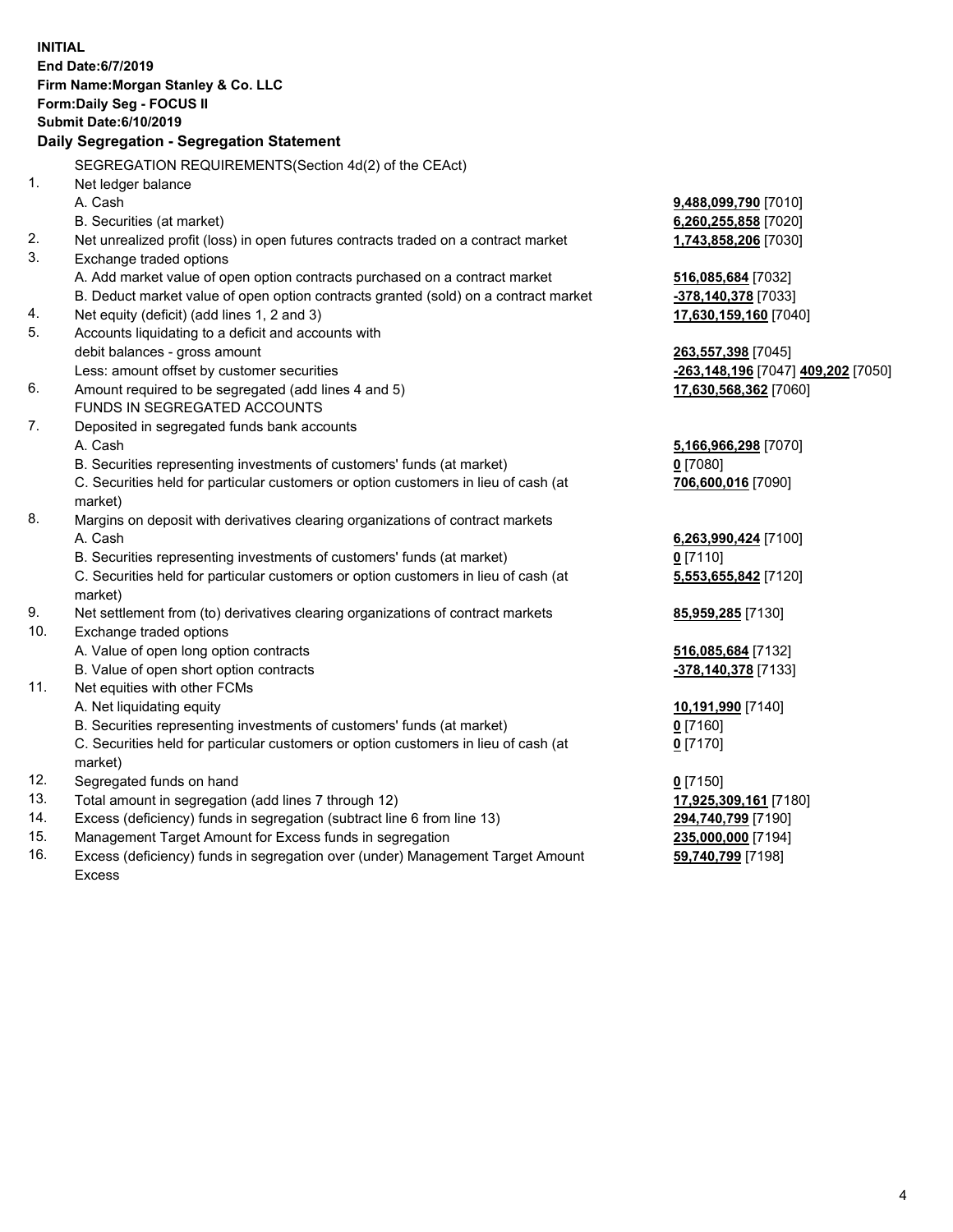**INITIAL**
**End Date:6/7/2019**
**Firm Name:Morgan Stanley & Co. LLC**
**Form:Daily Seg - FOCUS II**
**Submit Date:6/10/2019**

**Daily Segregation - Segregation Statement**

| | | |
|---|---|---|
| | SEGREGATION REQUIREMENTS(Section 4d(2) of the CEAct) | |
| 1. | Net ledger balance | |
| | A. Cash | **9,488,099,790** [7010] |
| | B. Securities (at market) | **6,260,255,858** [7020] |
| 2. | Net unrealized profit (loss) in open futures contracts traded on a contract market | **1,743,858,206** [7030] |
| 3. | Exchange traded options | |
| | A. Add market value of open option contracts purchased on a contract market | **516,085,684** [7032] |
| | B. Deduct market value of open option contracts granted (sold) on a contract market | **-378,140,378** [7033] |
| 4. | Net equity (deficit) (add lines 1, 2 and 3) | **17,630,159,160** [7040] |
| 5. | Accounts liquidating to a deficit and accounts with debit balances - gross amount | **263,557,398** [7045] |
| | Less: amount offset by customer securities | **-263,148,196** [7047] **409,202** [7050] |
| 6. | Amount required to be segregated (add lines 4 and 5) | **17,630,568,362** [7060] |
| | FUNDS IN SEGREGATED ACCOUNTS | |
| 7. | Deposited in segregated funds bank accounts | |
| | A. Cash | **5,166,966,298** [7070] |
| | B. Securities representing investments of customers' funds (at market) | **0** [7080] |
| | C. Securities held for particular customers or option customers in lieu of cash (at market) | **706,600,016** [7090] |
| 8. | Margins on deposit with derivatives clearing organizations of contract markets | |
| | A. Cash | **6,263,990,424** [7100] |
| | B. Securities representing investments of customers' funds (at market) | **0** [7110] |
| | C. Securities held for particular customers or option customers in lieu of cash (at market) | **5,553,655,842** [7120] |
| 9. | Net settlement from (to) derivatives clearing organizations of contract markets | **85,959,285** [7130] |
| 10. | Exchange traded options | |
| | A. Value of open long option contracts | **516,085,684** [7132] |
| | B. Value of open short option contracts | **-378,140,378** [7133] |
| 11. | Net equities with other FCMs | |
| | A. Net liquidating equity | **10,191,990** [7140] |
| | B. Securities representing investments of customers' funds (at market) | **0** [7160] |
| | C. Securities held for particular customers or option customers in lieu of cash (at market) | **0** [7170] |
| 12. | Segregated funds on hand | **0** [7150] |
| 13. | Total amount in segregation (add lines 7 through 12) | **17,925,309,161** [7180] |
| 14. | Excess (deficiency) funds in segregation (subtract line 6 from line 13) | **294,740,799** [7190] |
| 15. | Management Target Amount for Excess funds in segregation | **235,000,000** [7194] |
| 16. | Excess (deficiency) funds in segregation over (under) Management Target Amount Excess | **59,740,799** [7198] |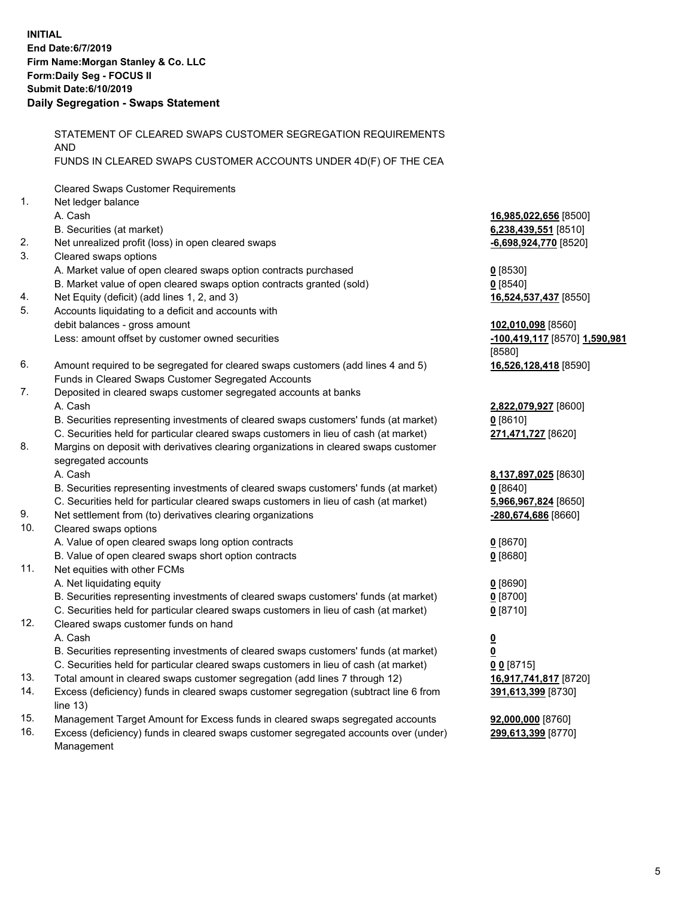**INITIAL**
**End Date:6/7/2019**
**Firm Name:Morgan Stanley & Co. LLC**
**Form:Daily Seg - FOCUS II**
**Submit Date:6/10/2019**
**Daily Segregation - Swaps Statement**

STATEMENT OF CLEARED SWAPS CUSTOMER SEGREGATION REQUIREMENTS AND FUNDS IN CLEARED SWAPS CUSTOMER ACCOUNTS UNDER 4D(F) OF THE CEA

| | | |
|---|---|---|
| | Cleared Swaps Customer Requirements | |
| 1. | Net ledger balance | |
| | A. Cash | **16,985,022,656** [8500] |
| | B. Securities (at market) | **6,238,439,551** [8510] |
| 2. | Net unrealized profit (loss) in open cleared swaps | **-6,698,924,770** [8520] |
| 3. | Cleared swaps options | |
| | A. Market value of open cleared swaps option contracts purchased | **0** [8530] |
| | B. Market value of open cleared swaps option contracts granted (sold) | **0** [8540] |
| 4. | Net Equity (deficit) (add lines 1, 2, and 3) | **16,524,537,437** [8550] |
| 5. | Accounts liquidating to a deficit and accounts with debit balances - gross amount | **102,010,098** [8560] |
| | Less: amount offset by customer owned securities | **-100,419,117** [8570] **1,590,981** [8580] |
| 6. | Amount required to be segregated for cleared swaps customers (add lines 4 and 5) | **16,526,128,418** [8590] |
| | Funds in Cleared Swaps Customer Segregated Accounts | |
| 7. | Deposited in cleared swaps customer segregated accounts at banks | |
| | A. Cash | **2,822,079,927** [8600] |
| | B. Securities representing investments of cleared swaps customers' funds (at market) | **0** [8610] |
| | C. Securities held for particular cleared swaps customers in lieu of cash (at market) | **271,471,727** [8620] |
| 8. | Margins on deposit with derivatives clearing organizations in cleared swaps customer segregated accounts | |
| | A. Cash | **8,137,897,025** [8630] |
| | B. Securities representing investments of cleared swaps customers' funds (at market) | **0** [8640] |
| | C. Securities held for particular cleared swaps customers in lieu of cash (at market) | **5,966,967,824** [8650] |
| 9. | Net settlement from (to) derivatives clearing organizations | **-280,674,686** [8660] |
| 10. | Cleared swaps options | |
| | A. Value of open cleared swaps long option contracts | **0** [8670] |
| | B. Value of open cleared swaps short option contracts | **0** [8680] |
| 11. | Net equities with other FCMs | |
| | A. Net liquidating equity | **0** [8690] |
| | B. Securities representing investments of cleared swaps customers' funds (at market) | **0** [8700] |
| | C. Securities held for particular cleared swaps customers in lieu of cash (at market) | **0** [8710] |
| 12. | Cleared swaps customer funds on hand | |
| | A. Cash | **0** |
| | B. Securities representing investments of cleared swaps customers' funds (at market) | **0** |
| | C. Securities held for particular cleared swaps customers in lieu of cash (at market) | **0** **0** [8715] |
| 13. | Total amount in cleared swaps customer segregation (add lines 7 through 12) | **16,917,741,817** [8720] |
| 14. | Excess (deficiency) funds in cleared swaps customer segregation (subtract line 6 from line 13) | **391,613,399** [8730] |
| 15. | Management Target Amount for Excess funds in cleared swaps segregated accounts | **92,000,000** [8760] |
| 16. | Excess (deficiency) funds in cleared swaps customer segregated accounts over (under) Management | **299,613,399** [8770] |